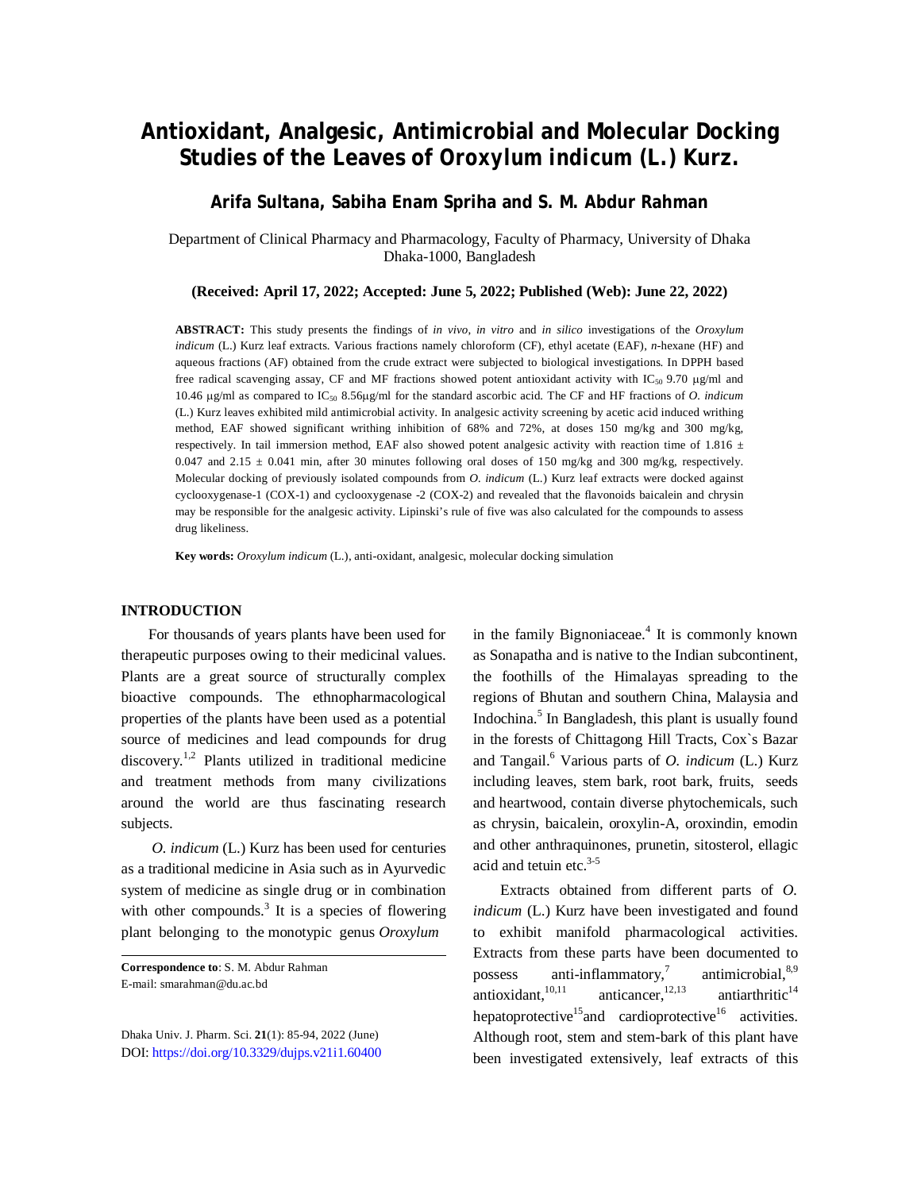# Antioxidant, Analgesic, Antimicrobial and Molecular Docking Studies of the Leaves of *Oroxylum indicum* (L.) Kurz.

**Arifa Sultana, Sabiha Enam Spriha and S. M. Abdur Rahman**

Department of Clinical Pharmacy and Pharmacology, Faculty of Pharmacy, University of Dhaka Dhaka-1000, Bangladesh

**(Received: April 17, 2022; Accepted: June 5, 2022; Published (Web): June 22, 2022)**

**ABSTRACT:** This study presents the findings of *in vivo*, *in vitro* and *in silico* investigations of the *Oroxylum indicum* (L.) Kurz leaf extracts. Various fractions namely chloroform (CF), ethyl acetate (EAF), *n*-hexane (HF) and aqueous fractions (AF) obtained from the crude extract were subjected to biological investigations. In DPPH based free radical scavenging assay, CF and MF fractions showed potent antioxidant activity with $IC_{50}$ 9.70 μg/ml and 10.46 μg/ml as compared to $IC_{50}$ 8.56μg/ml for the standard ascorbic acid. The CF and HF fractions of *O. indicum* (L.) Kurz leaves exhibited mild antimicrobial activity. In analgesic activity screening by acetic acid induced writhing method, EAF showed significant writhing inhibition of 68% and 72%, at doses 150 mg/kg and 300 mg/kg, respectively. In tail immersion method, EAF also showed potent analgesic activity with reaction time of 1.816 ± 0.047 and 2.15 ± 0.041 min, after 30 minutes following oral doses of 150 mg/kg and 300 mg/kg, respectively. Molecular docking of previously isolated compounds from *O. indicum* (L.) Kurz leaf extracts were docked against cyclooxygenase-1 (COX-1) and cyclooxygenase -2 (COX-2) and revealed that the flavonoids baicalein and chrysin may be responsible for the analgesic activity. Lipinski's rule of five was also calculated for the compounds to assess drug likeliness.

**Key words:** *Oroxylum indicum* (L.), anti-oxidant, analgesic, molecular docking simulation

## INTRODUCTION

For thousands of years plants have been used for therapeutic purposes owing to their medicinal values. Plants are a great source of structurally complex bioactive compounds. The ethnopharmacological properties of the plants have been used as a potential source of medicines and lead compounds for drug discovery.[1,2] Plants utilized in traditional medicine and treatment methods from many civilizations around the world are thus fascinating research subjects.

*O. indicum* (L.) Kurz has been used for centuries as a traditional medicine in Asia such as in Ayurvedic system of medicine as single drug or in combination with other compounds.[3] It is a species of flowering plant belonging to the monotypic genus *Oroxylum* in the family Bignoniaceae.[4] It is commonly known as Sonapatha and is native to the Indian subcontinent, the foothills of the Himalayas spreading to the regions of Bhutan and southern China, Malaysia and Indochina.[5] In Bangladesh, this plant is usually found in the forests of Chittagong Hill Tracts, Cox`s Bazar and Tangail.[6] Various parts of *O. indicum* (L.) Kurz including leaves, stem bark, root bark, fruits, seeds and heartwood, contain diverse phytochemicals, such as chrysin, baicalein, oroxylin-A, oroxindin, emodin and other anthraquinones, prunetin, sitosterol, ellagic acid and tetuin etc.[3-5]

Extracts obtained from different parts of *O. indicum* (L.) Kurz have been investigated and found to exhibit manifold pharmacological activities. Extracts from these parts have been documented to possess anti-inflammatory,[7] antimicrobial,[8,9] antioxidant,[10,11] anticancer,[12,13] antiarthritic[14] hepatoprotective[15] and cardioprotective[16] activities. Although root, stem and stem-bark of this plant have been investigated extensively, leaf extracts of this

**Correspondence to**: S. M. Abdur Rahman
E-mail: smarahman@du.ac.bd

Dhaka Univ. J. Pharm. Sci. **21**(1): 85-94, 2022 (June)
DOI: https://doi.org/10.3329/dujps.v21i1.60400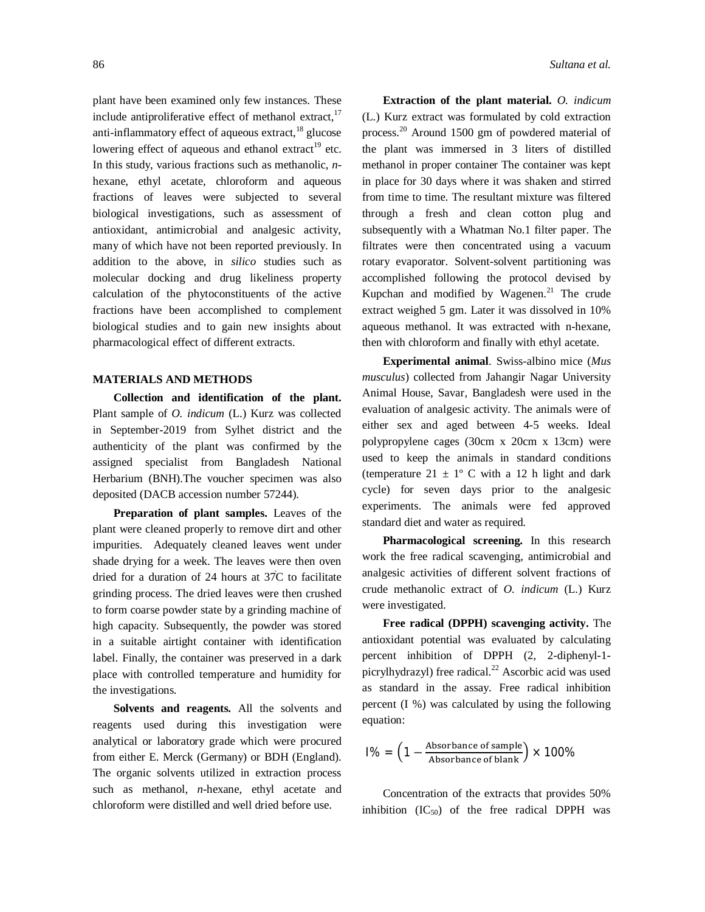plant have been examined only few instances. These include antiproliferative effect of methanol extract,[17] anti-inflammatory effect of aqueous extract,[18] glucose lowering effect of aqueous and ethanol extract[19] etc. In this study, various fractions such as methanolic, *n*-hexane, ethyl acetate, chloroform and aqueous fractions of leaves were subjected to several biological investigations, such as assessment of antioxidant, antimicrobial and analgesic activity, many of which have not been reported previously. In addition to the above, in *silico* studies such as molecular docking and drug likeliness property calculation of the phytoconstituents of the active fractions have been accomplished to complement biological studies and to gain new insights about pharmacological effect of different extracts.

## MATERIALS AND METHODS

**Collection and identification of the plant.** Plant sample of *O. indicum* (L.) Kurz was collected in September-2019 from Sylhet district and the authenticity of the plant was confirmed by the assigned specialist from Bangladesh National Herbarium (BNH).The voucher specimen was also deposited (DACB accession number 57244).

**Preparation of plant samples.** Leaves of the plant were cleaned properly to remove dirt and other impurities. Adequately cleaned leaves went under shade drying for a week. The leaves were then oven dried for a duration of 24 hours at 37̊C to facilitate grinding process. The dried leaves were then crushed to form coarse powder state by a grinding machine of high capacity. Subsequently, the powder was stored in a suitable airtight container with identification label. Finally, the container was preserved in a dark place with controlled temperature and humidity for the investigations.

**Solvents and reagents.** All the solvents and reagents used during this investigation were analytical or laboratory grade which were procured from either E. Merck (Germany) or BDH (England). The organic solvents utilized in extraction process such as methanol, *n*-hexane, ethyl acetate and chloroform were distilled and well dried before use.

**Extraction of the plant material.** *O. indicum* (L.) Kurz extract was formulated by cold extraction process.[20] Around 1500 gm of powdered material of the plant was immersed in 3 liters of distilled methanol in proper container The container was kept in place for 30 days where it was shaken and stirred from time to time. The resultant mixture was filtered through a fresh and clean cotton plug and subsequently with a Whatman No.1 filter paper. The filtrates were then concentrated using a vacuum rotary evaporator. Solvent-solvent partitioning was accomplished following the protocol devised by Kupchan and modified by Wagenen.[21] The crude extract weighed 5 gm. Later it was dissolved in 10% aqueous methanol. It was extracted with n-hexane, then with chloroform and finally with ethyl acetate.

**Experimental animal**. Swiss-albino mice (*Mus musculus*) collected from Jahangir Nagar University Animal House, Savar, Bangladesh were used in the evaluation of analgesic activity. The animals were of either sex and aged between 4-5 weeks. Ideal polypropylene cages (30cm x 20cm x 13cm) were used to keep the animals in standard conditions (temperature $21 \pm 1^{o}$ C with a 12 h light and dark cycle) for seven days prior to the analgesic experiments. The animals were fed approved standard diet and water as required.

**Pharmacological screening.** In this research work the free radical scavenging, antimicrobial and analgesic activities of different solvent fractions of crude methanolic extract of *O. indicum* (L.) Kurz were investigated.

**Free radical (DPPH) scavenging activity.** The antioxidant potential was evaluated by calculating percent inhibition of DPPH (2, 2-diphenyl-1-picrylhydrazyl) free radical.[22] Ascorbic acid was used as standard in the assay. Free radical inhibition percent (I %) was calculated by using the following equation:

$$I\% = \left(1 - \frac{\text{Absorbance of sample}}{\text{Absorbance of blank}}\right) \times 100\%$$

Concentration of the extracts that provides 50% inhibition ($IC_{50}$) of the free radical DPPH was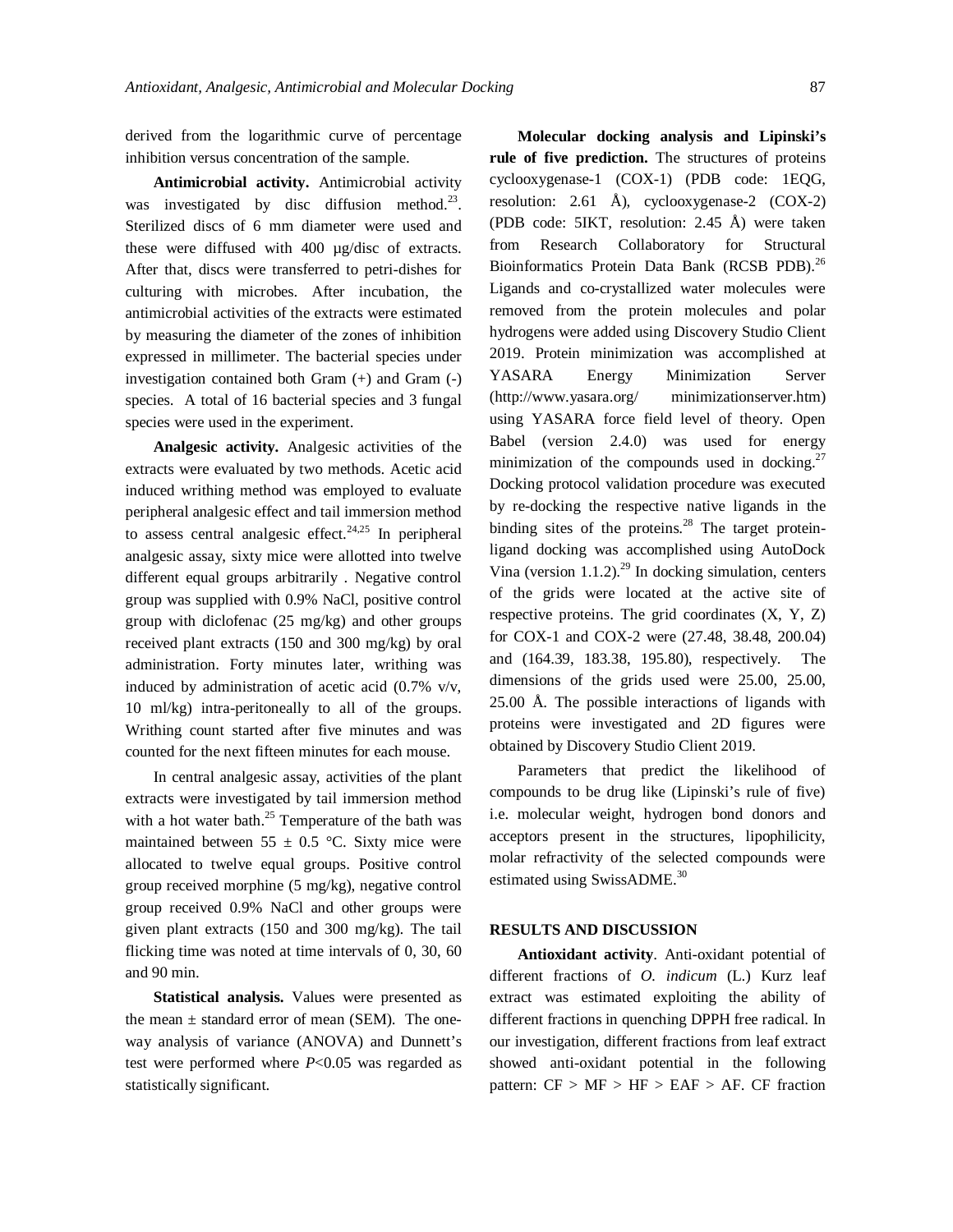derived from the logarithmic curve of percentage inhibition versus concentration of the sample.

**Antimicrobial activity.** Antimicrobial activity was investigated by disc diffusion method.[23]. Sterilized discs of 6 mm diameter were used and these were diffused with 400 µg/disc of extracts. After that, discs were transferred to petri-dishes for culturing with microbes. After incubation, the antimicrobial activities of the extracts were estimated by measuring the diameter of the zones of inhibition expressed in millimeter. The bacterial species under investigation contained both Gram (+) and Gram (-) species. A total of 16 bacterial species and 3 fungal species were used in the experiment.

**Analgesic activity.** Analgesic activities of the extracts were evaluated by two methods. Acetic acid induced writhing method was employed to evaluate peripheral analgesic effect and tail immersion method to assess central analgesic effect.[24,25] In peripheral analgesic assay, sixty mice were allotted into twelve different equal groups arbitrarily . Negative control group was supplied with 0.9% NaCl, positive control group with diclofenac (25 mg/kg) and other groups received plant extracts (150 and 300 mg/kg) by oral administration. Forty minutes later, writhing was induced by administration of acetic acid (0.7% v/v, 10 ml/kg) intra-peritoneally to all of the groups. Writhing count started after five minutes and was counted for the next fifteen minutes for each mouse.

In central analgesic assay, activities of the plant extracts were investigated by tail immersion method with a hot water bath.[25] Temperature of the bath was maintained between 55 ± 0.5 °C. Sixty mice were allocated to twelve equal groups. Positive control group received morphine (5 mg/kg), negative control group received 0.9% NaCl and other groups were given plant extracts (150 and 300 mg/kg). The tail flicking time was noted at time intervals of 0, 30, 60 and 90 min.

**Statistical analysis.** Values were presented as the mean ± standard error of mean (SEM). The one-way analysis of variance (ANOVA) and Dunnett's test were performed where $P<0.05$ was regarded as statistically significant.

**Molecular docking analysis and Lipinski's rule of five prediction.** The structures of proteins cyclooxygenase-1 (COX-1) (PDB code: 1EQG, resolution: 2.61 Å), cyclooxygenase-2 (COX-2) (PDB code: 5IKT, resolution: 2.45 Å) were taken from Research Collaboratory for Structural Bioinformatics Protein Data Bank (RCSB PDB).[26] Ligands and co-crystallized water molecules were removed from the protein molecules and polar hydrogens were added using Discovery Studio Client 2019. Protein minimization was accomplished at YASARA Energy Minimization Server (http://www.yasara.org/ minimizationserver.htm) using YASARA force field level of theory. Open Babel (version 2.4.0) was used for energy minimization of the compounds used in docking.[27] Docking protocol validation procedure was executed by re-docking the respective native ligands in the binding sites of the proteins.[28] The target protein-ligand docking was accomplished using AutoDock Vina (version 1.1.2).[29] In docking simulation, centers of the grids were located at the active site of respective proteins. The grid coordinates (X, Y, Z) for COX-1 and COX-2 were (27.48, 38.48, 200.04) and (164.39, 183.38, 195.80), respectively. The dimensions of the grids used were 25.00, 25.00, 25.00 Å. The possible interactions of ligands with proteins were investigated and 2D figures were obtained by Discovery Studio Client 2019.

Parameters that predict the likelihood of compounds to be drug like (Lipinski's rule of five) i.e. molecular weight, hydrogen bond donors and acceptors present in the structures, lipophilicity, molar refractivity of the selected compounds were estimated using SwissADME.[30]

## RESULTS AND DISCUSSION

**Antioxidant activity**. Anti-oxidant potential of different fractions of *O. indicum* (L.) Kurz leaf extract was estimated exploiting the ability of different fractions in quenching DPPH free radical. In our investigation, different fractions from leaf extract showed anti-oxidant potential in the following pattern: CF > MF > HF > EAF > AF. CF fraction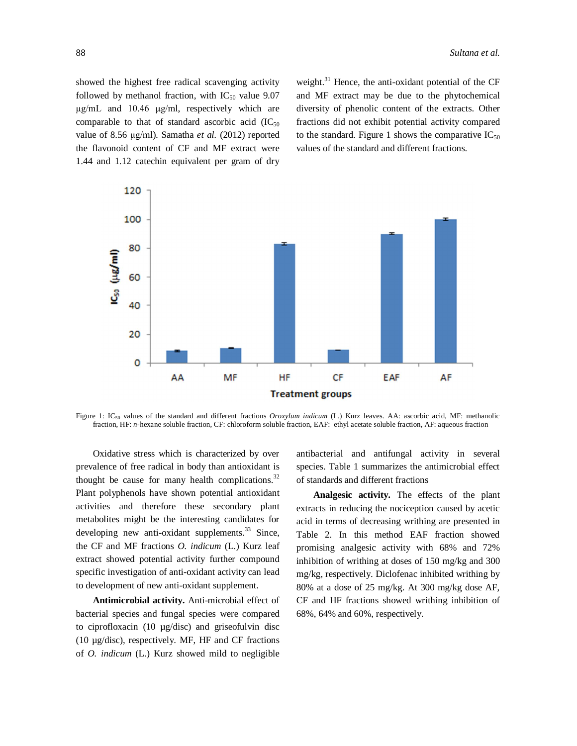showed the highest free radical scavenging activity followed by methanol fraction, with $IC_{50}$ value 9.07 µg/mL and 10.46 µg/ml, respectively which are comparable to that of standard ascorbic acid ($IC_{50}$ value of 8.56 µg/ml). Samatha *et al.* (2012) reported the flavonoid content of CF and MF extract were 1.44 and 1.12 catechin equivalent per gram of dry weight.[31] Hence, the anti-oxidant potential of the CF and MF extract may be due to the phytochemical diversity of phenolic content of the extracts. Other fractions did not exhibit potential activity compared to the standard. Figure 1 shows the comparative $IC_{50}$ values of the standard and different fractions.

Figure 1: $IC_{50}$ values of the standard and different fractions *Oroxylum indicum* (L.) Kurz leaves. AA: ascorbic acid, MF: methanolic fraction, HF: *n*-hexane soluble fraction, CF: chloroform soluble fraction, EAF: ethyl acetate soluble fraction, AF: aqueous fraction

Oxidative stress which is characterized by over prevalence of free radical in body than antioxidant is thought be cause for many health complications.[32] Plant polyphenols have shown potential antioxidant activities and therefore these secondary plant metabolites might be the interesting candidates for developing new anti-oxidant supplements.[33] Since, the CF and MF fractions *O. indicum* (L.) Kurz leaf extract showed potential activity further compound specific investigation of anti-oxidant activity can lead to development of new anti-oxidant supplement.

**Antimicrobial activity.** Anti-microbial effect of bacterial species and fungal species were compared to ciprofloxacin (10 µg/disc) and griseofulvin disc (10 µg/disc), respectively. MF, HF and CF fractions of *O. indicum* (L.) Kurz showed mild to negligible antibacterial and antifungal activity in several species. Table 1 summarizes the antimicrobial effect of standards and different fractions

**Analgesic activity.** The effects of the plant extracts in reducing the nociception caused by acetic acid in terms of decreasing writhing are presented in Table 2. In this method EAF fraction showed promising analgesic activity with 68% and 72% inhibition of writhing at doses of 150 mg/kg and 300 mg/kg, respectively. Diclofenac inhibited writhing by 80% at a dose of 25 mg/kg. At 300 mg/kg dose AF, CF and HF fractions showed writhing inhibition of 68%, 64% and 60%, respectively.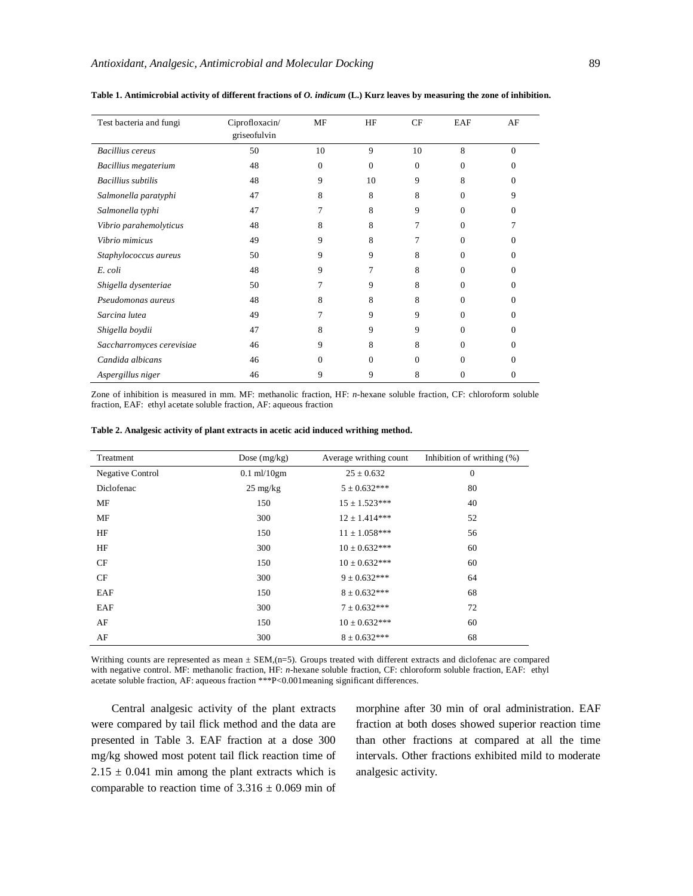**Table 1. Antimicrobial activity of different fractions of *O. indicum* (L.) Kurz leaves by measuring the zone of inhibition.**

| Test bacteria and fungi | Ciprofloxacin/ griseofulvin | MF | HF | CF | EAF | AF |
|---|---|---|---|---|---|---|
| *Bacillius cereus* | 50 | 10 | 9 | 10 | 8 | 0 |
| *Bacillius megaterium* | 48 | 0 | 0 | 0 | 0 | 0 |
| *Bacillius subtilis* | 48 | 9 | 10 | 9 | 8 | 0 |
| *Salmonella paratyphi* | 47 | 8 | 8 | 8 | 0 | 9 |
| *Salmonella typhi* | 47 | 7 | 8 | 9 | 0 | 0 |
| *Vibrio parahemolyticus* | 48 | 8 | 8 | 7 | 0 | 7 |
| *Vibrio mimicus* | 49 | 9 | 8 | 7 | 0 | 0 |
| *Staphylococcus aureus* | 50 | 9 | 9 | 8 | 0 | 0 |
| *E. coli* | 48 | 9 | 7 | 8 | 0 | 0 |
| *Shigella dysenteriae* | 50 | 7 | 9 | 8 | 0 | 0 |
| *Pseudomonas aureus* | 48 | 8 | 8 | 8 | 0 | 0 |
| *Sarcina lutea* | 49 | 7 | 9 | 9 | 0 | 0 |
| *Shigella boydii* | 47 | 8 | 9 | 9 | 0 | 0 |
| *Saccharromyces cerevisiae* | 46 | 9 | 8 | 8 | 0 | 0 |
| *Candida albicans* | 46 | 0 | 0 | 0 | 0 | 0 |
| *Aspergillus niger* | 46 | 9 | 9 | 8 | 0 | 0 |

Zone of inhibition is measured in mm. MF: methanolic fraction, HF: *n*-hexane soluble fraction, CF: chloroform soluble fraction, EAF: ethyl acetate soluble fraction, AF: aqueous fraction

**Table 2. Analgesic activity of plant extracts in acetic acid induced writhing method.**

| Treatment | Dose (mg/kg) | Average writhing count | Inhibition of writhing (%) |
|---|---|---|---|
| Negative Control | 0.1 ml/10gm | 25 ± 0.632 | 0 |
| Diclofenac | 25 mg/kg | 5 ± 0.632*** | 80 |
| MF | 150 | 15 ± 1.523*** | 40 |
| MF | 300 | 12 ± 1.414*** | 52 |
| HF | 150 | 11 ± 1.058*** | 56 |
| HF | 300 | 10 ± 0.632*** | 60 |
| CF | 150 | 10 ± 0.632*** | 60 |
| CF | 300 | 9 ± 0.632*** | 64 |
| EAF | 150 | 8 ± 0.632*** | 68 |
| EAF | 300 | 7 ± 0.632*** | 72 |
| AF | 150 | 10 ± 0.632*** | 60 |
| AF | 300 | 8 ± 0.632*** | 68 |

Writhing counts are represented as mean ± SEM,(n=5). Groups treated with different extracts and diclofenac are compared with negative control. MF: methanolic fraction, HF: *n*-hexane soluble fraction, CF: chloroform soluble fraction, EAF: ethyl acetate soluble fraction, AF: aqueous fraction ***P<0.001meaning significant differences.

Central analgesic activity of the plant extracts were compared by tail flick method and the data are presented in Table 3. EAF fraction at a dose 300 mg/kg showed most potent tail flick reaction time of 2.15 ± 0.041 min among the plant extracts which is comparable to reaction time of 3.316 ± 0.069 min of morphine after 30 min of oral administration. EAF fraction at both doses showed superior reaction time than other fractions at compared at all the time intervals. Other fractions exhibited mild to moderate analgesic activity.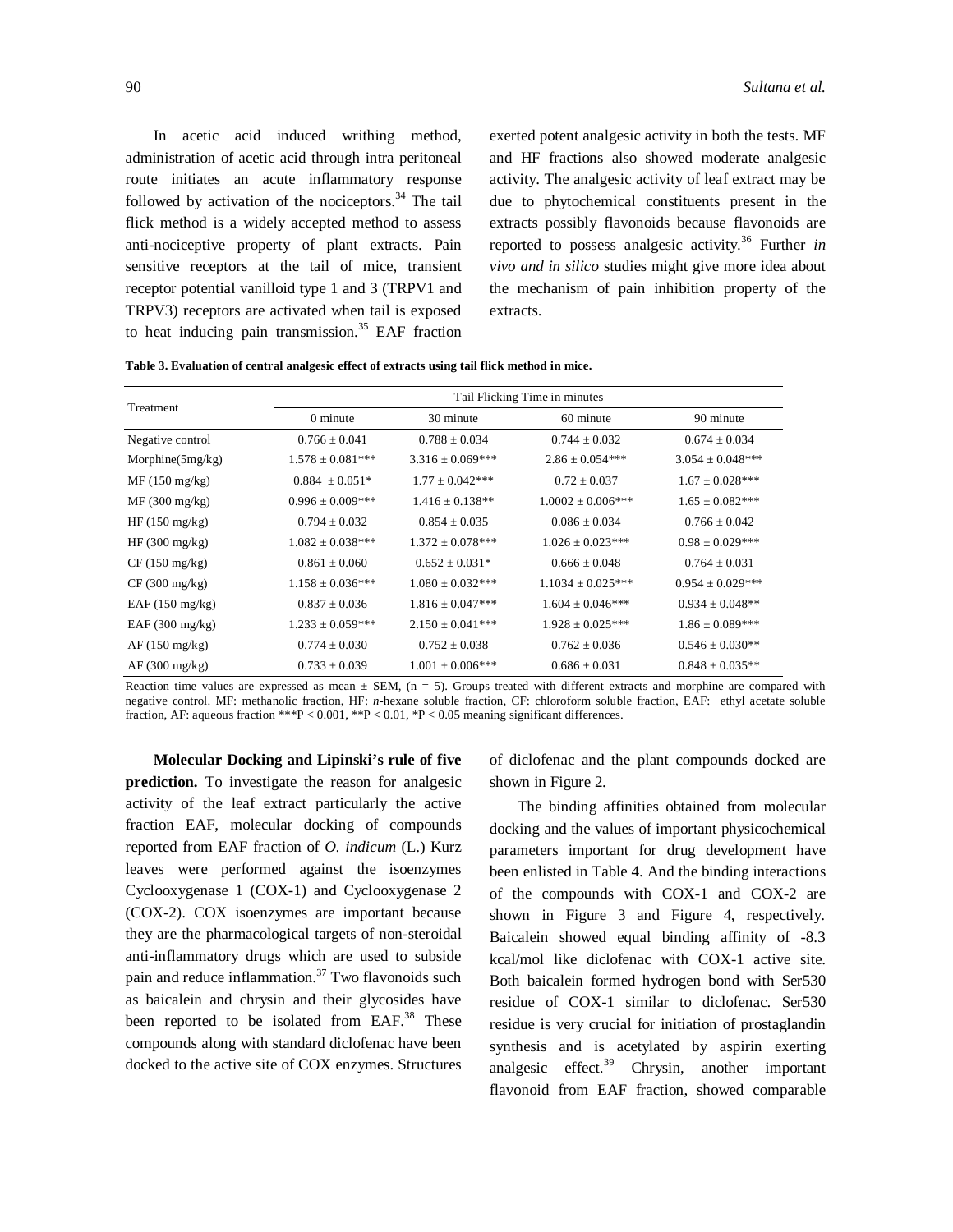In acetic acid induced writhing method, administration of acetic acid through intra peritoneal route initiates an acute inflammatory response followed by activation of the nociceptors.[34] The tail flick method is a widely accepted method to assess anti-nociceptive property of plant extracts. Pain sensitive receptors at the tail of mice, transient receptor potential vanilloid type 1 and 3 (TRPV1 and TRPV3) receptors are activated when tail is exposed to heat inducing pain transmission.[35] EAF fraction exerted potent analgesic activity in both the tests. MF and HF fractions also showed moderate analgesic activity. The analgesic activity of leaf extract may be due to phytochemical constituents present in the extracts possibly flavonoids because flavonoids are reported to possess analgesic activity.[36] Further *in vivo and in silico* studies might give more idea about the mechanism of pain inhibition property of the extracts.

**Table 3. Evaluation of central analgesic effect of extracts using tail flick method in mice.**

| Treatment | Tail Flicking Time in minutes | | | |
|---|---|---|---|---|
| | 0 minute | 30 minute | 60 minute | 90 minute |
| Negative control | 0.766 ± 0.041 | 0.788 ± 0.034 | 0.744 ± 0.032 | 0.674 ± 0.034 |
| Morphine(5mg/kg) | 1.578 ± 0.081*** | 3.316 ± 0.069*** | 2.86 ± 0.054*** | 3.054 ± 0.048*** |
| MF (150 mg/kg) | 0.884 ± 0.051* | 1.77 ± 0.042*** | 0.72 ± 0.037 | 1.67 ± 0.028*** |
| MF (300 mg/kg) | 0.996 ± 0.009*** | 1.416 ± 0.138** | 1.0002 ± 0.006*** | 1.65 ± 0.082*** |
| HF (150 mg/kg) | 0.794 ± 0.032 | 0.854 ± 0.035 | 0.086 ± 0.034 | 0.766 ± 0.042 |
| HF (300 mg/kg) | 1.082 ± 0.038*** | 1.372 ± 0.078*** | 1.026 ± 0.023*** | 0.98 ± 0.029*** |
| CF (150 mg/kg) | 0.861 ± 0.060 | 0.652 ± 0.031* | 0.666 ± 0.048 | 0.764 ± 0.031 |
| CF (300 mg/kg) | 1.158 ± 0.036*** | 1.080 ± 0.032*** | 1.1034 ± 0.025*** | 0.954 ± 0.029*** |
| EAF (150 mg/kg) | 0.837 ± 0.036 | 1.816 ± 0.047*** | 1.604 ± 0.046*** | 0.934 ± 0.048** |
| EAF (300 mg/kg) | 1.233 ± 0.059*** | 2.150 ± 0.041*** | 1.928 ± 0.025*** | 1.86 ± 0.089*** |
| AF (150 mg/kg) | 0.774 ± 0.030 | 0.752 ± 0.038 | 0.762 ± 0.036 | 0.546 ± 0.030** |
| AF (300 mg/kg) | 0.733 ± 0.039 | 1.001 ± 0.006*** | 0.686 ± 0.031 | 0.848 ± 0.035** |

Reaction time values are expressed as mean ± SEM, (n = 5). Groups treated with different extracts and morphine are compared with negative control. MF: methanolic fraction, HF: *n*-hexane soluble fraction, CF: chloroform soluble fraction, EAF: ethyl acetate soluble fraction, AF: aqueous fraction ***$P < 0.001$, **$P < 0.01$, *$P < 0.05$ meaning significant differences.

**Molecular Docking and Lipinski's rule of five prediction.** To investigate the reason for analgesic activity of the leaf extract particularly the active fraction EAF, molecular docking of compounds reported from EAF fraction of *O. indicum* (L.) Kurz leaves were performed against the isoenzymes Cyclooxygenase 1 (COX-1) and Cyclooxygenase 2 (COX-2). COX isoenzymes are important because they are the pharmacological targets of non-steroidal anti-inflammatory drugs which are used to subside pain and reduce inflammation.[37] Two flavonoids such as baicalein and chrysin and their glycosides have been reported to be isolated from EAF.[38] These compounds along with standard diclofenac have been docked to the active site of COX enzymes. Structures of diclofenac and the plant compounds docked are shown in Figure 2.

The binding affinities obtained from molecular docking and the values of important physicochemical parameters important for drug development have been enlisted in Table 4. And the binding interactions of the compounds with COX-1 and COX-2 are shown in Figure 3 and Figure 4, respectively. Baicalein showed equal binding affinity of -8.3 kcal/mol like diclofenac with COX-1 active site. Both baicalein formed hydrogen bond with Ser530 residue of COX-1 similar to diclofenac. Ser530 residue is very crucial for initiation of prostaglandin synthesis and is acetylated by aspirin exerting analgesic effect.[39] Chrysin, another important flavonoid from EAF fraction, showed comparable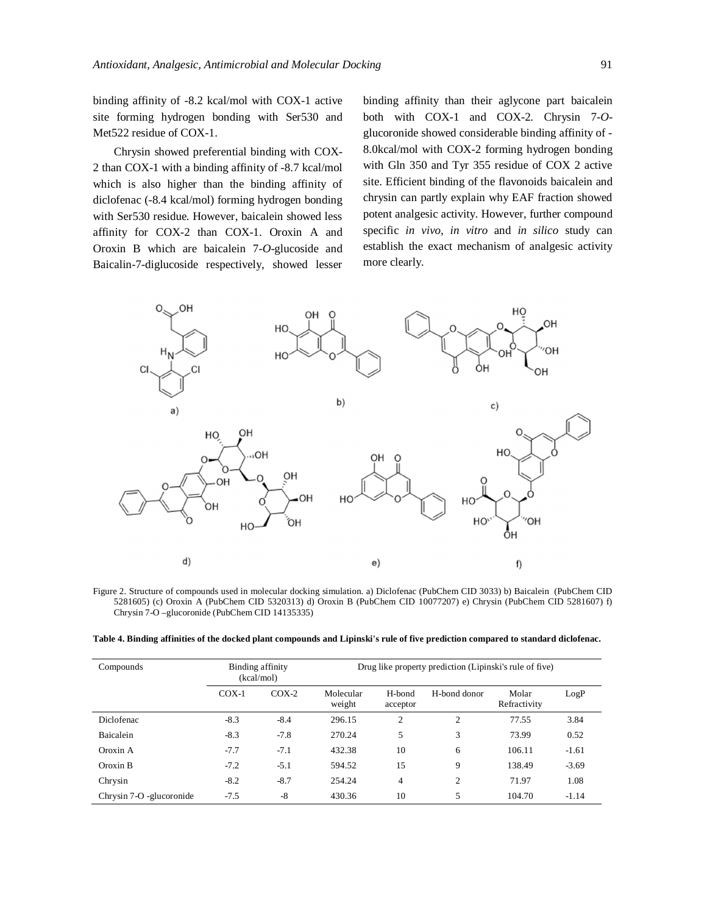binding affinity of -8.2 kcal/mol with COX-1 active site forming hydrogen bonding with Ser530 and Met522 residue of COX-1.

Chrysin showed preferential binding with COX-2 than COX-1 with a binding affinity of -8.7 kcal/mol which is also higher than the binding affinity of diclofenac (-8.4 kcal/mol) forming hydrogen bonding with Ser530 residue. However, baicalein showed less affinity for COX-2 than COX-1. Oroxin A and Oroxin B which are baicalein 7-*O*-glucoside and Baicalin-7-diglucoside respectively, showed lesser binding affinity than their aglycone part baicalein both with COX-1 and COX-2. Chrysin 7-*O*-glucoronide showed considerable binding affinity of -8.0kcal/mol with COX-2 forming hydrogen bonding with Gln 350 and Tyr 355 residue of COX 2 active site. Efficient binding of the flavonoids baicalein and chrysin can partly explain why EAF fraction showed potent analgesic activity. However, further compound specific *in vivo*, *in vitro* and *in silico* study can establish the exact mechanism of analgesic activity more clearly.

Figure 2. Structure of compounds used in molecular docking simulation. a) Diclofenac (PubChem CID 3033) b) Baicalein (PubChem CID 5281605) (c) Oroxin A (PubChem CID 5320313) d) Oroxin B (PubChem CID 10077207) e) Chrysin (PubChem CID 5281607) f) Chrysin 7-O –glucoronide (PubChem CID 14135335)

**Table 4. Binding affinities of the docked plant compounds and Lipinski's rule of five prediction compared to standard diclofenac.**

| Compounds | Binding affinity (kcal/mol) | | Drug like property prediction (Lipinski's rule of five) | | | | |
|---|---|---|---|---|---|---|---|
| | COX-1 | COX-2 | Molecular weight | H-bond acceptor | H-bond donor | Molar Refractivity | LogP |
| Diclofenac | -8.3 | -8.4 | 296.15 | 2 | 2 | 77.55 | 3.84 |
| Baicalein | -8.3 | -7.8 | 270.24 | 5 | 3 | 73.99 | 0.52 |
| Oroxin A | -7.7 | -7.1 | 432.38 | 10 | 6 | 106.11 | -1.61 |
| Oroxin B | -7.2 | -5.1 | 594.52 | 15 | 9 | 138.49 | -3.69 |
| Chrysin | -8.2 | -8.7 | 254.24 | 4 | 2 | 71.97 | 1.08 |
| Chrysin 7-O -glucoronide | -7.5 | -8 | 430.36 | 10 | 5 | 104.70 | -1.14 |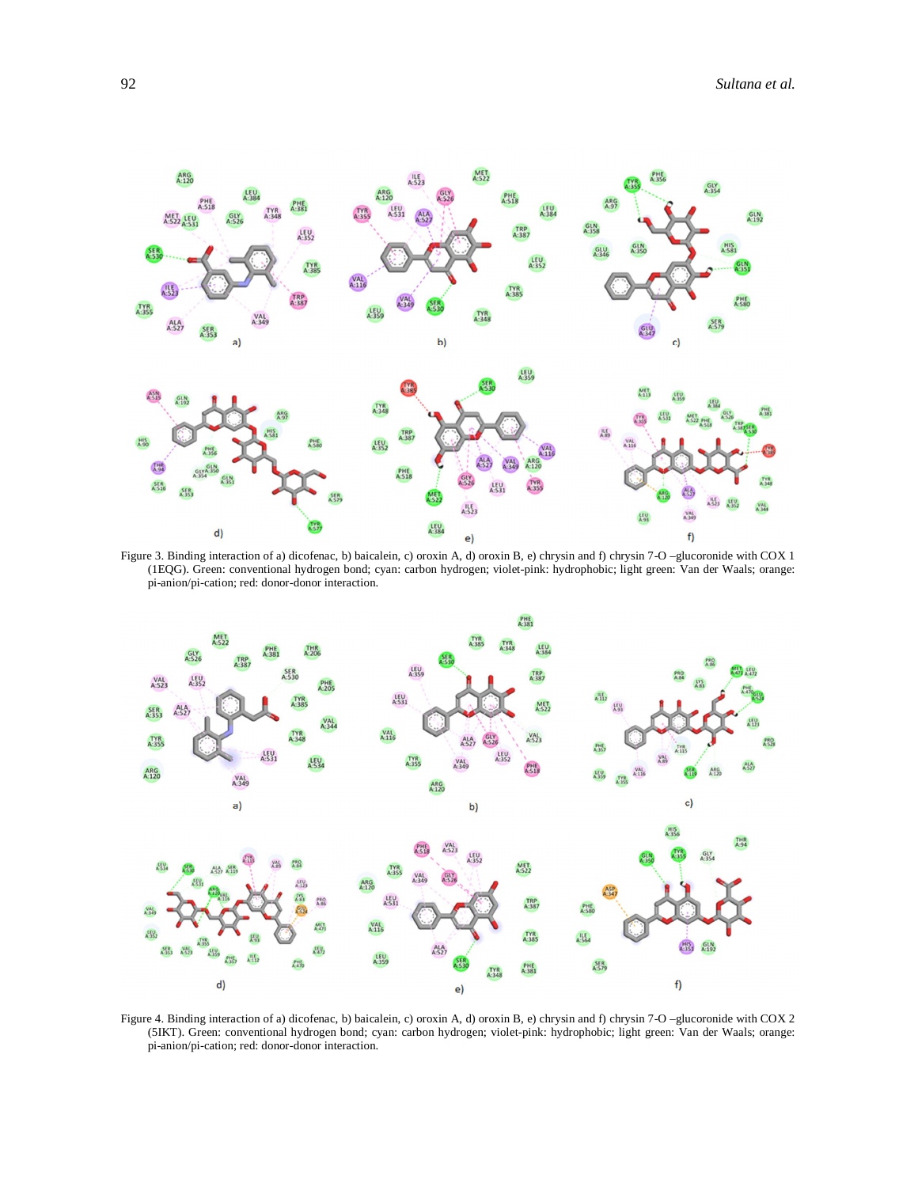Figure 3. Binding interaction of a) dicofenac, b) baicalein, c) oroxin A, d) oroxin B, e) chrysin and f) chrysin 7-O –glucoronide with COX 1 (1EQG). Green: conventional hydrogen bond; cyan: carbon hydrogen; violet-pink: hydrophobic; light green: Van der Waals; orange: pi-anion/pi-cation; red: donor-donor interaction.

Figure 4. Binding interaction of a) dicofenac, b) baicalein, c) oroxin A, d) oroxin B, e) chrysin and f) chrysin 7-O –glucoronide with COX 2 (5IKT). Green: conventional hydrogen bond; cyan: carbon hydrogen; violet-pink: hydrophobic; light green: Van der Waals; orange: pi-anion/pi-cation; red: donor-donor interaction.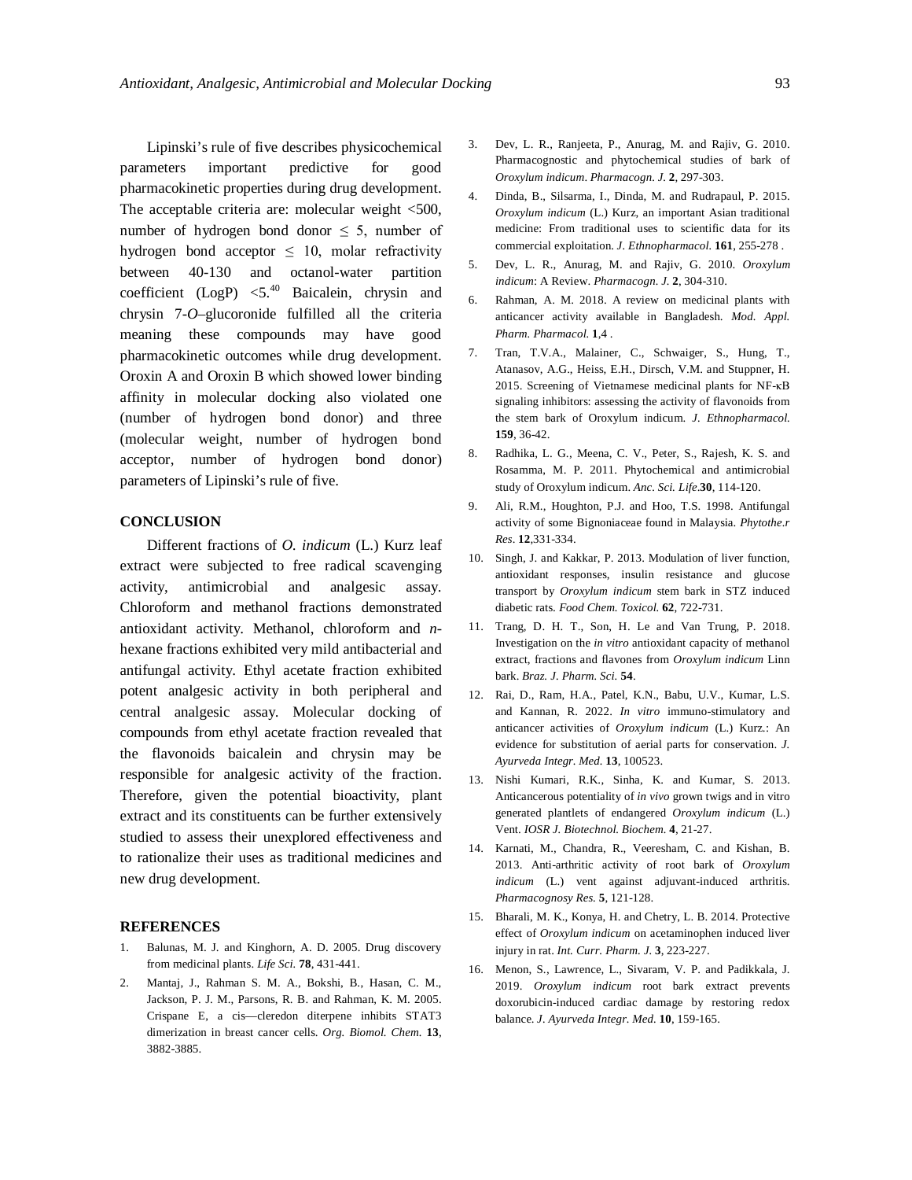Lipinski's rule of five describes physicochemical parameters important predictive for good pharmacokinetic properties during drug development. The acceptable criteria are: molecular weight <500, number of hydrogen bond donor ≤ 5, number of hydrogen bond acceptor ≤ 10, molar refractivity between 40-130 and octanol-water partition coefficient (LogP) <5.[40] Baicalein, chrysin and chrysin 7-*O*–glucoronide fulfilled all the criteria meaning these compounds may have good pharmacokinetic outcomes while drug development. Oroxin A and Oroxin B which showed lower binding affinity in molecular docking also violated one (number of hydrogen bond donor) and three (molecular weight, number of hydrogen bond acceptor, number of hydrogen bond donor) parameters of Lipinski's rule of five.

## CONCLUSION

Different fractions of *O. indicum* (L.) Kurz leaf extract were subjected to free radical scavenging activity, antimicrobial and analgesic assay. Chloroform and methanol fractions demonstrated antioxidant activity. Methanol, chloroform and *n*-hexane fractions exhibited very mild antibacterial and antifungal activity. Ethyl acetate fraction exhibited potent analgesic activity in both peripheral and central analgesic assay. Molecular docking of compounds from ethyl acetate fraction revealed that the flavonoids baicalein and chrysin may be responsible for analgesic activity of the fraction. Therefore, given the potential bioactivity, plant extract and its constituents can be further extensively studied to assess their unexplored effectiveness and to rationalize their uses as traditional medicines and new drug development.

## REFERENCES

1. Balunas, M. J. and Kinghorn, A. D. 2005. Drug discovery from medicinal plants. *Life Sci.* **78**, 431-441.
2. Mantaj, J., Rahman S. M. A., Bokshi, B., Hasan, C. M., Jackson, P. J. M., Parsons, R. B. and Rahman, K. M. 2005. Crispane E, a cis—cleredon diterpene inhibits STAT3 dimerization in breast cancer cells. *Org. Biomol. Chem.* **13**, 3882-3885.
3. Dev, L. R., Ranjeeta, P., Anurag, M. and Rajiv, G. 2010. Pharmacognostic and phytochemical studies of bark of *Oroxylum indicum*. *Pharmacogn. J.* **2**, 297-303.
4. Dinda, B., Silsarma, I., Dinda, M. and Rudrapaul, P. 2015. *Oroxylum indicum* (L.) Kurz, an important Asian traditional medicine: From traditional uses to scientific data for its commercial exploitation. *J. Ethnopharmacol.* **161**, 255-278 .
5. Dev, L. R., Anurag, M. and Rajiv, G. 2010. *Oroxylum indicum*: A Review. *Pharmacogn. J.* **2**, 304-310.
6. Rahman, A. M. 2018. A review on medicinal plants with anticancer activity available in Bangladesh. *Mod. Appl. Pharm. Pharmacol.* **1**,4 .
7. Tran, T.V.A., Malainer, C., Schwaiger, S., Hung, T., Atanasov, A.G., Heiss, E.H., Dirsch, V.M. and Stuppner, H. 2015. Screening of Vietnamese medicinal plants for NF-κB signaling inhibitors: assessing the activity of flavonoids from the stem bark of Oroxylum indicum. *J. Ethnopharmacol.* **159**, 36-42.
8. Radhika, L. G., Meena, C. V., Peter, S., Rajesh, K. S. and Rosamma, M. P. 2011. Phytochemical and antimicrobial study of Oroxylum indicum. *Anc. Sci. Life*.**30**, 114-120.
9. Ali, R.M., Houghton, P.J. and Hoo, T.S. 1998. Antifungal activity of some Bignoniaceae found in Malaysia. *Phytothe.r Res*. **12**,331-334.
10. Singh, J. and Kakkar, P. 2013. Modulation of liver function, antioxidant responses, insulin resistance and glucose transport by *Oroxylum indicum* stem bark in STZ induced diabetic rats. *Food Chem. Toxicol.* **62**, 722-731.
11. Trang, D. H. T., Son, H. Le and Van Trung, P. 2018. Investigation on the *in vitro* antioxidant capacity of methanol extract, fractions and flavones from *Oroxylum indicum* Linn bark. *Braz. J. Pharm. Sci.* **54**.
12. Rai, D., Ram, H.A., Patel, K.N., Babu, U.V., Kumar, L.S. and Kannan, R. 2022. *In vitro* immuno-stimulatory and anticancer activities of *Oroxylum indicum* (L.) Kurz.: An evidence for substitution of aerial parts for conservation. *J. Ayurveda Integr. Med.* **13**, 100523.
13. Nishi Kumari, R.K., Sinha, K. and Kumar, S. 2013. Anticancerous potentiality of *in vivo* grown twigs and in vitro generated plantlets of endangered *Oroxylum indicum* (L.) Vent. *IOSR J. Biotechnol. Biochem.* **4**, 21-27.
14. Karnati, M., Chandra, R., Veeresham, C. and Kishan, B. 2013. Anti-arthritic activity of root bark of *Oroxylum indicum* (L.) vent against adjuvant-induced arthritis. *Pharmacognosy Res.* **5**, 121-128.
15. Bharali, M. K., Konya, H. and Chetry, L. B. 2014. Protective effect of *Oroxylum indicum* on acetaminophen induced liver injury in rat. *Int. Curr. Pharm. J.* **3**, 223-227.
16. Menon, S., Lawrence, L., Sivaram, V. P. and Padikkala, J. 2019. *Oroxylum indicum* root bark extract prevents doxorubicin-induced cardiac damage by restoring redox balance. *J. Ayurveda Integr. Med.* **10**, 159-165.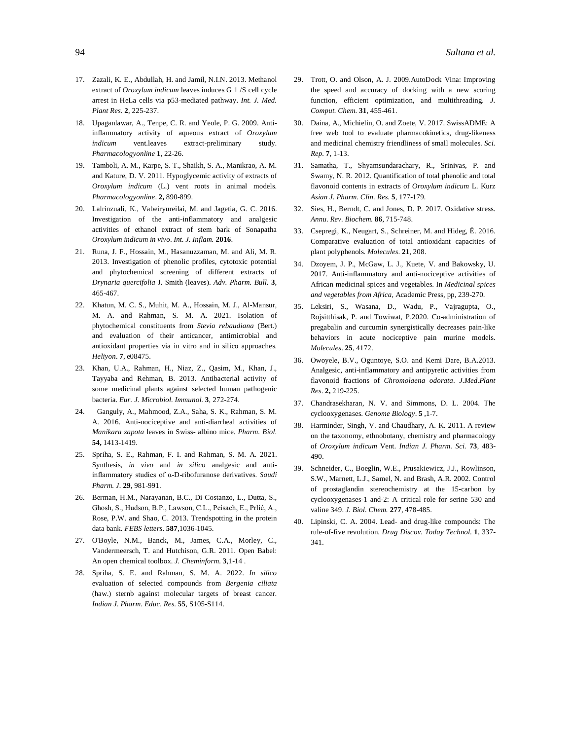17. Zazali, K. E., Abdullah, H. and Jamil, N.I.N. 2013. Methanol extract of *Oroxylum indicum* leaves induces G 1 /S cell cycle arrest in HeLa cells via p53-mediated pathway. *Int. J. Med. Plant Res.* **2**, 225-237.

18. Upaganlawar, A., Tenpe, C. R. and Yeole, P. G. 2009. Anti-inflammatory activity of aqueous extract of *Oroxylum indicum* vent.leaves extract-preliminary study. *Pharmacologyonline* **1**, 22-26.

19. Tamboli, A. M., Karpe, S. T., Shaikh, S. A., Manikrao, A. M. and Kature, D. V. 2011. Hypoglycemic activity of extracts of *Oroxylum indicum* (L.) vent roots in animal models. *Pharmacologyonline*. **2,** 890-899.

20. Lalrinzuali, K., Vabeiryureilai, M. and Jagetia, G. C. 2016. Investigation of the anti-inflammatory and analgesic activities of ethanol extract of stem bark of Sonapatha *Oroxylum indicum in vivo*. *Int. J. Inflam.* **2016**.

21. Runa, J. F., Hossain, M., Hasanuzzaman, M. and Ali, M. R. 2013. Investigation of phenolic profiles, cytotoxic potential and phytochemical screening of different extracts of *Drynaria quercifolia* J. Smith (leaves). *Adv. Pharm. Bull.* **3**, 465-467.

22. Khatun, M. C. S., Muhit, M. A., Hossain, M. J., Al-Mansur, M. A. and Rahman, S. M. A. 2021. Isolation of phytochemical constituents from *Stevia rebaudiana* (Bert.) and evaluation of their anticancer, antimicrobial and antioxidant properties via in vitro and in silico approaches. *Heliyon*. **7**, e08475.

23. Khan, U.A., Rahman, H., Niaz, Z., Qasim, M., Khan, J., Tayyaba and Rehman, B. 2013. Antibacterial activity of some medicinal plants against selected human pathogenic bacteria. *Eur. J. Microbiol. Immunol.* **3**, 272-274.

24. Ganguly, A., Mahmood, Z.A., Saha, S. K., Rahman, S. M. A. 2016. Anti-nociceptive and anti-diarrheal activities of *Manikara zapota* leaves in Swiss- albino mice. *Pharm. Biol.* **54,** 1413-1419.

25. Spriha, S. E., Rahman, F. I. and Rahman, S. M. A. 2021. Synthesis, *in vivo* and *in silico* analgesic and anti-inflammatory studies of α-D-ribofuranose derivatives. *Saudi Pharm. J.* **29**, 981-991.

26. Berman, H.M., Narayanan, B.C., Di Costanzo, L., Dutta, S., Ghosh, S., Hudson, B.P., Lawson, C.L., Peisach, E., Prlić, A., Rose, P.W. and Shao, C. 2013. Trendspotting in the protein data bank. *FEBS letters*. **587**,1036-1045.

27. O'Boyle, N.M., Banck, M., James, C.A., Morley, C., Vandermeersch, T. and Hutchison, G.R. 2011. Open Babel: An open chemical toolbox. *J. Cheminform.* **3**,1-14 .

28. Spriha, S. E. and Rahman, S. M. A. 2022. *In silico* evaluation of selected compounds from *Bergenia ciliata* (haw.) sternb against molecular targets of breast cancer. *Indian J. Pharm. Educ. Res.* **55**, S105-S114.

29. Trott, O. and Olson, A. J. 2009.AutoDock Vina: Improving the speed and accuracy of docking with a new scoring function, efficient optimization, and multithreading. *J. Comput. Chem.* **31**, 455-461.

30. Daina, A., Michielin, O. and Zoete, V. 2017. SwissADME: A free web tool to evaluate pharmacokinetics, drug-likeness and medicinal chemistry friendliness of small molecules. *Sci. Rep.* **7**, 1-13.

31. Samatha, T., Shyamsundarachary, R., Srinivas, P. and Swamy, N. R. 2012. Quantification of total phenolic and total flavonoid contents in extracts of *Oroxylum indicum* L. Kurz *Asian J. Pharm. Clin. Res.* **5**, 177-179.

32. Sies, H., Berndt, C. and Jones, D. P. 2017. Oxidative stress. *Annu. Rev. Biochem.* **86**, 715-748.

33. Csepregi, K., Neugart, S., Schreiner, M. and Hideg, É. 2016. Comparative evaluation of total antioxidant capacities of plant polyphenols. *Molecules*. **21**, 208.

34. Dzoyem, J. P., McGaw, L. J., Kuete, V. and Bakowsky, U. 2017. Anti-inflammatory and anti-nociceptive activities of African medicinal spices and vegetables. In *Medicinal spices and vegetables from Africa*, Academic Press, pp, 239-270.

35. Leksiri, S., Wasana, D., Wadu, P., Vajragupta, O., Rojsitthisak, P. and Towiwat, P.2020. Co-administration of pregabalin and curcumin synergistically decreases pain-like behaviors in acute nociceptive pain murine models. *Molecules*. **25**, 4172.

36. Owoyele, B.V., Oguntoye, S.O. and Kemi Dare, B.A.2013. Analgesic, anti-inflammatory and antipyretic activities from flavonoid fractions of *Chromolaena odorata*. *J.Med.Plant Res*. **2,** 219-225.

37. Chandrasekharan, N. V. and Simmons, D. L. 2004. The cyclooxygenases. *Genome Biology*. **5** ,1-7.

38. Harminder, Singh, V. and Chaudhary, A. K. 2011. A review on the taxonomy, ethnobotany, chemistry and pharmacology of *Oroxylum indicum* Vent. *Indian J. Pharm. Sci.* **73**, 483-490.

39. Schneider, C., Boeglin, W.E., Prusakiewicz, J.J., Rowlinson, S.W., Marnett, L.J., Samel, N. and Brash, A.R. 2002. Control of prostaglandin stereochemistry at the 15-carbon by cyclooxygenases-1 and-2: A critical role for serine 530 and valine 349. *J. Biol. Chem.* **277**, 478-485.

40. Lipinski, C. A. 2004. Lead- and drug-like compounds: The rule-of-five revolution. *Drug Discov. Today Technol.* **1**, 337-341.